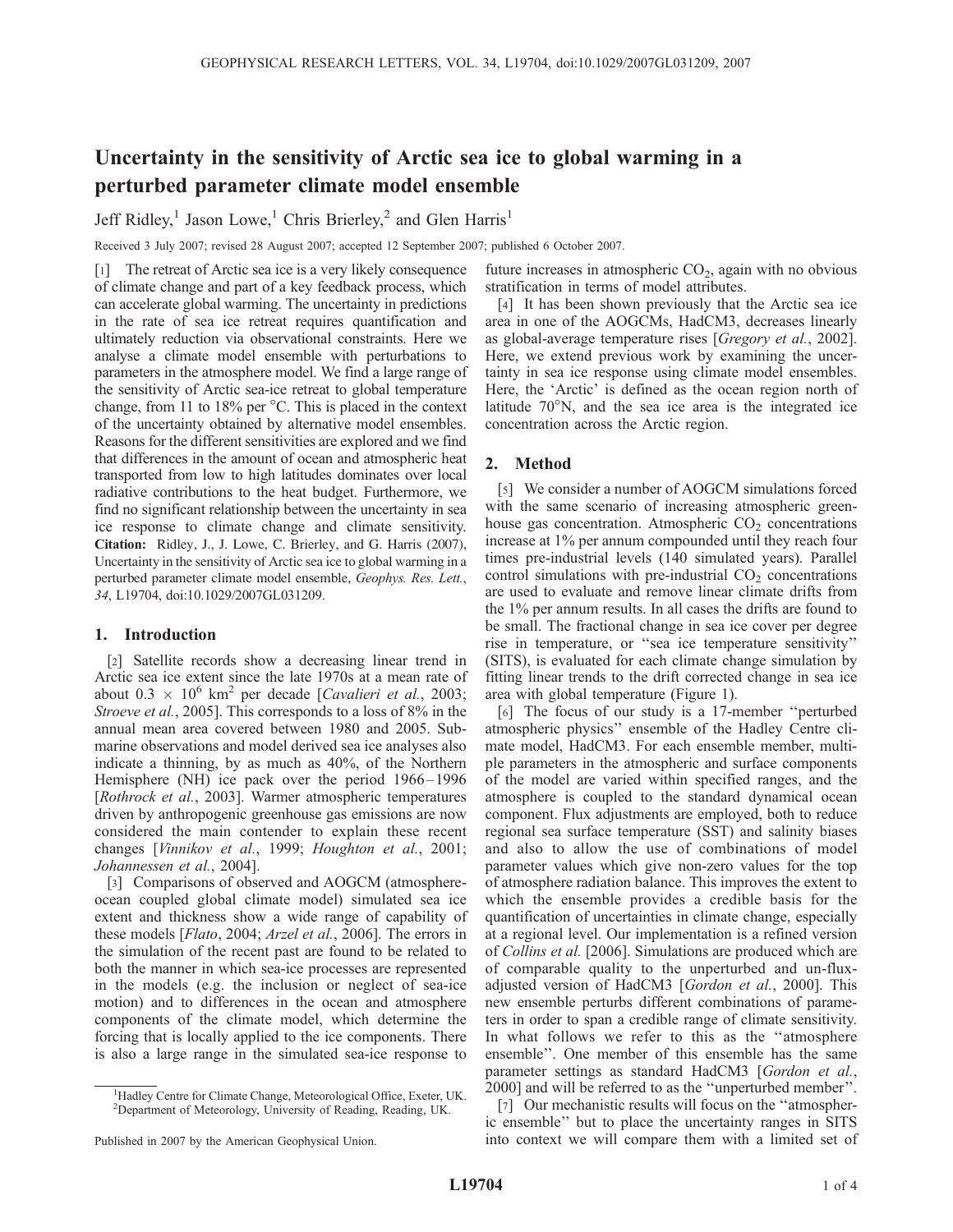# Uncertainty in the sensitivity of Arctic sea ice to global warming in a perturbed parameter climate model ensemble

Jeff Ridley,[1] Jason Lowe,[1] Chris Brierley,[2] and Glen Harris[1]

Received 3 July 2007; revised 28 August 2007; accepted 12 September 2007; published 6 October 2007.

[1] The retreat of Arctic sea ice is a very likely consequence of climate change and part of a key feedback process, which can accelerate global warming. The uncertainty in predictions in the rate of sea ice retreat requires quantification and ultimately reduction via observational constraints. Here we analyse a climate model ensemble with perturbations to parameters in the atmosphere model. We find a large range of the sensitivity of Arctic sea-ice retreat to global temperature change, from 11 to 18% per °C. This is placed in the context of the uncertainty obtained by alternative model ensembles. Reasons for the different sensitivities are explored and we find that differences in the amount of ocean and atmospheric heat transported from low to high latitudes dominates over local radiative contributions to the heat budget. Furthermore, we find no significant relationship between the uncertainty in sea ice response to climate change and climate sensitivity. **Citation:** Ridley, J., J. Lowe, C. Brierley, and G. Harris (2007), Uncertainty in the sensitivity of Arctic sea ice to global warming in a perturbed parameter climate model ensemble, *Geophys. Res. Lett.*, *34*, L19704, doi:10.1029/2007GL031209.

## 1. Introduction

[2] Satellite records show a decreasing linear trend in Arctic sea ice extent since the late 1970s at a mean rate of about $0.3 \times 10^6$ km$^2$ per decade [*Cavalieri et al.*, 2003; *Stroeve et al.*, 2005]. This corresponds to a loss of 8% in the annual mean area covered between 1980 and 2005. Submarine observations and model derived sea ice analyses also indicate a thinning, by as much as 40%, of the Northern Hemisphere (NH) ice pack over the period 1966–1996 [*Rothrock et al.*, 2003]. Warmer atmospheric temperatures driven by anthropogenic greenhouse gas emissions are now considered the main contender to explain these recent changes [*Vinnikov et al.*, 1999; *Houghton et al.*, 2001; *Johannessen et al.*, 2004].

[3] Comparisons of observed and AOGCM (atmosphere-ocean coupled global climate model) simulated sea ice extent and thickness show a wide range of capability of these models [*Flato*, 2004; *Arzel et al.*, 2006]. The errors in the simulation of the recent past are found to be related to both the manner in which sea-ice processes are represented in the models (e.g. the inclusion or neglect of sea-ice motion) and to differences in the ocean and atmosphere components of the climate model, which determine the forcing that is locally applied to the ice components. There is also a large range in the simulated sea-ice response to future increases in atmospheric $CO_2$, again with no obvious stratification in terms of model attributes.

[4] It has been shown previously that the Arctic sea ice area in one of the AOGCMs, HadCM3, decreases linearly as global-average temperature rises [*Gregory et al.*, 2002]. Here, we extend previous work by examining the uncertainty in sea ice response using climate model ensembles. Here, the 'Arctic' is defined as the ocean region north of latitude 70°N, and the sea ice area is the integrated ice concentration across the Arctic region.

## 2. Method

[5] We consider a number of AOGCM simulations forced with the same scenario of increasing atmospheric greenhouse gas concentration. Atmospheric $CO_2$ concentrations increase at 1% per annum compounded until they reach four times pre-industrial levels (140 simulated years). Parallel control simulations with pre-industrial $CO_2$ concentrations are used to evaluate and remove linear climate drifts from the 1% per annum results. In all cases the drifts are found to be small. The fractional change in sea ice cover per degree rise in temperature, or "sea ice temperature sensitivity" (SITS), is evaluated for each climate change simulation by fitting linear trends to the drift corrected change in sea ice area with global temperature (Figure 1).

[6] The focus of our study is a 17-member "perturbed atmospheric physics" ensemble of the Hadley Centre climate model, HadCM3. For each ensemble member, multiple parameters in the atmospheric and surface components of the model are varied within specified ranges, and the atmosphere is coupled to the standard dynamical ocean component. Flux adjustments are employed, both to reduce regional sea surface temperature (SST) and salinity biases and also to allow the use of combinations of model parameter values which give non-zero values for the top of atmosphere radiation balance. This improves the extent to which the ensemble provides a credible basis for the quantification of uncertainties in climate change, especially at a regional level. Our implementation is a refined version of *Collins et al.* [2006]. Simulations are produced which are of comparable quality to the unperturbed and un-flux-adjusted version of HadCM3 [*Gordon et al.*, 2000]. This new ensemble perturbs different combinations of parameters in order to span a credible range of climate sensitivity. In what follows we refer to this as the "atmosphere ensemble". One member of this ensemble has the same parameter settings as standard HadCM3 [*Gordon et al.*, 2000] and will be referred to as the "unperturbed member".

[7] Our mechanistic results will focus on the "atmospheric ensemble" but to place the uncertainty ranges in SITS into context we will compare them with a limited set of

---

[1]Hadley Centre for Climate Change, Meteorological Office, Exeter, UK.
[2]Department of Meteorology, University of Reading, Reading, UK.

Published in 2007 by the American Geophysical Union.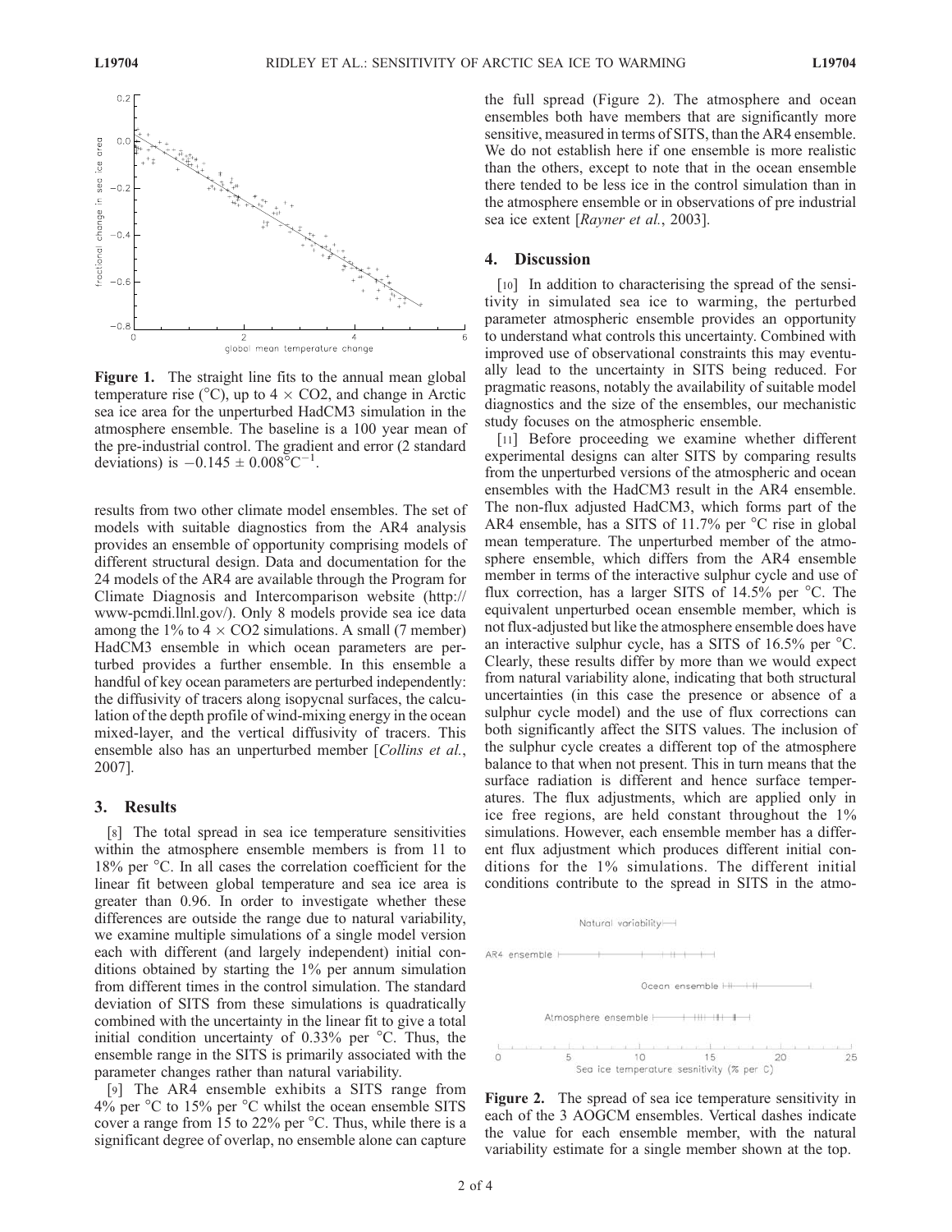**Figure 1.** The straight line fits to the annual mean global temperature rise (°C), up to $4 \times CO_2$, and change in Arctic sea ice area for the unperturbed HadCM3 simulation in the atmosphere ensemble. The baseline is a 100 year mean of the pre-industrial control. The gradient and error (2 standard deviations) is $-0.145 \pm 0.008°C^{-1}$.

results from two other climate model ensembles. The set of models with suitable diagnostics from the AR4 analysis provides an ensemble of opportunity comprising models of different structural design. Data and documentation for the 24 models of the AR4 are available through the Program for Climate Diagnosis and Intercomparison website (http://www-pcmdi.llnl.gov/). Only 8 models provide sea ice data among the 1% to $4 \times CO_2$ simulations. A small (7 member) HadCM3 ensemble in which ocean parameters are perturbed provides a further ensemble. In this ensemble a handful of key ocean parameters are perturbed independently: the diffusivity of tracers along isopycnal surfaces, the calculation of the depth profile of wind-mixing energy in the ocean mixed-layer, and the vertical diffusivity of tracers. This ensemble also has an unperturbed member [*Collins et al.*, 2007].

## 3. Results

[8] The total spread in sea ice temperature sensitivities within the atmosphere ensemble members is from 11 to 18% per °C. In all cases the correlation coefficient for the linear fit between global temperature and sea ice area is greater than 0.96. In order to investigate whether these differences are outside the range due to natural variability, we examine multiple simulations of a single model version each with different (and largely independent) initial conditions obtained by starting the 1% per annum simulation from different times in the control simulation. The standard deviation of SITS from these simulations is quadratically combined with the uncertainty in the linear fit to give a total initial condition uncertainty of 0.33% per °C. Thus, the ensemble range in the SITS is primarily associated with the parameter changes rather than natural variability.

[9] The AR4 ensemble exhibits a SITS range from 4% per °C to 15% per °C whilst the ocean ensemble SITS cover a range from 15 to 22% per °C. Thus, while there is a significant degree of overlap, no ensemble alone can capture the full spread (Figure 2). The atmosphere and ocean ensembles both have members that are significantly more sensitive, measured in terms of SITS, than the AR4 ensemble. We do not establish here if one ensemble is more realistic than the others, except to note that in the ocean ensemble there tended to be less ice in the control simulation than in the atmosphere ensemble or in observations of pre industrial sea ice extent [*Rayner et al.*, 2003].

## 4. Discussion

[10] In addition to characterising the spread of the sensitivity in simulated sea ice to warming, the perturbed parameter atmospheric ensemble provides an opportunity to understand what controls this uncertainty. Combined with improved use of observational constraints this may eventually lead to the uncertainty in SITS being reduced. For pragmatic reasons, notably the availability of suitable model diagnostics and the size of the ensembles, our mechanistic study focuses on the atmospheric ensemble.

[11] Before proceeding we examine whether different experimental designs can alter SITS by comparing results from the unperturbed versions of the atmospheric and ocean ensembles with the HadCM3 result in the AR4 ensemble. The non-flux adjusted HadCM3, which forms part of the AR4 ensemble, has a SITS of 11.7% per °C rise in global mean temperature. The unperturbed member of the atmosphere ensemble, which differs from the AR4 ensemble member in terms of the interactive sulphur cycle and use of flux correction, has a larger SITS of 14.5% per °C. The equivalent unperturbed ocean ensemble member, which is not flux-adjusted but like the atmosphere ensemble does have an interactive sulphur cycle, has a SITS of 16.5% per °C. Clearly, these results differ by more than we would expect from natural variability alone, indicating that both structural uncertainties (in this case the presence or absence of a sulphur cycle model) and the use of flux corrections can both significantly affect the SITS values. The inclusion of the sulphur cycle creates a different top of the atmosphere balance to that when not present. This in turn means that the surface radiation is different and hence surface temperatures. The flux adjustments, which are applied only in ice free regions, are held constant throughout the 1% simulations. However, each ensemble member has a different flux adjustment which produces different initial conditions for the 1% simulations. The different initial conditions contribute to the spread in SITS in the atmo-

**Figure 2.** The spread of sea ice temperature sensitivity in each of the 3 AOGCM ensembles. Vertical dashes indicate the value for each ensemble member, with the natural variability estimate for a single member shown at the top.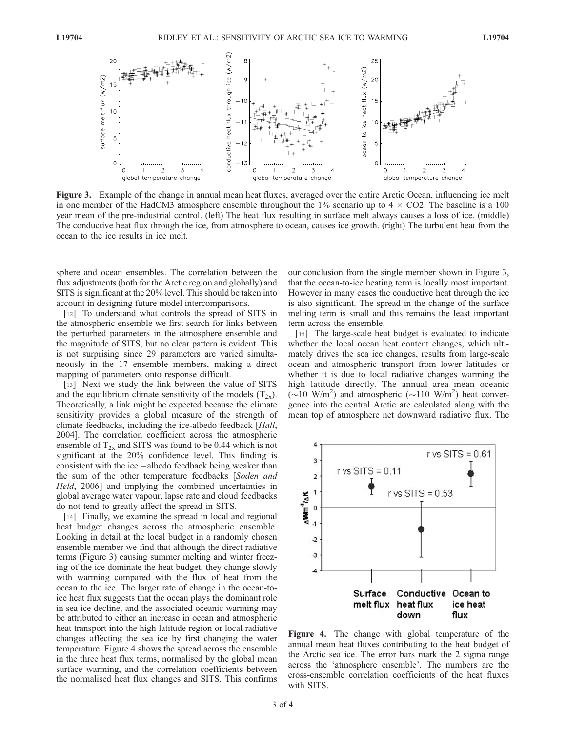**Figure 3.** Example of the change in annual mean heat fluxes, averaged over the entire Arctic Ocean, influencing ice melt in one member of the HadCM3 atmosphere ensemble throughout the 1% scenario up to 4 × CO2. The baseline is a 100 year mean of the pre-industrial control. (left) The heat flux resulting in surface melt always causes a loss of ice. (middle) The conductive heat flux through the ice, from atmosphere to ocean, causes ice growth. (right) The turbulent heat from the ocean to the ice results in ice melt.

sphere and ocean ensembles. The correlation between the flux adjustments (both for the Arctic region and globally) and SITS is significant at the 20% level. This should be taken into account in designing future model intercomparisons.

[12] To understand what controls the spread of SITS in the atmospheric ensemble we first search for links between the perturbed parameters in the atmosphere ensemble and the magnitude of SITS, but no clear pattern is evident. This is not surprising since 29 parameters are varied simultaneously in the 17 ensemble members, making a direct mapping of parameters onto response difficult.

[13] Next we study the link between the value of SITS and the equilibrium climate sensitivity of the models ($T_{2x}$). Theoretically, a link might be expected because the climate sensitivity provides a global measure of the strength of climate feedbacks, including the ice-albedo feedback [*Hall*, 2004]. The correlation coefficient across the atmospheric ensemble of $T_{2x}$ and SITS was found to be 0.44 which is not significant at the 20% confidence level. This finding is consistent with the ice –albedo feedback being weaker than the sum of the other temperature feedbacks [*Soden and Held*, 2006] and implying the combined uncertainties in global average water vapour, lapse rate and cloud feedbacks do not tend to greatly affect the spread in SITS.

[14] Finally, we examine the spread in local and regional heat budget changes across the atmospheric ensemble. Looking in detail at the local budget in a randomly chosen ensemble member we find that although the direct radiative terms (Figure 3) causing summer melting and winter freezing of the ice dominate the heat budget, they change slowly with warming compared with the flux of heat from the ocean to the ice. The larger rate of change in the ocean-to-ice heat flux suggests that the ocean plays the dominant role in sea ice decline, and the associated oceanic warming may be attributed to either an increase in ocean and atmospheric heat transport into the high latitude region or local radiative changes affecting the sea ice by first changing the water temperature. Figure 4 shows the spread across the ensemble in the three heat flux terms, normalised by the global mean surface warming, and the correlation coefficients between the normalised heat flux changes and SITS. This confirms our conclusion from the single member shown in Figure 3, that the ocean-to-ice heating term is locally most important. However in many cases the conductive heat through the ice is also significant. The spread in the change of the surface melting term is small and this remains the least important term across the ensemble.

[15] The large-scale heat budget is evaluated to indicate whether the local ocean heat content changes, which ultimately drives the sea ice changes, results from large-scale ocean and atmospheric transport from lower latitudes or whether it is due to local radiative changes warming the high latitude directly. The annual area mean oceanic (~10 $W/m^2$) and atmospheric (~110 $W/m^2$) heat convergence into the central Arctic are calculated along with the mean top of atmosphere net downward radiative flux. The

**Figure 4.** The change with global temperature of the annual mean heat fluxes contributing to the heat budget of the Arctic sea ice. The error bars mark the 2 sigma range across the 'atmosphere ensemble'. The numbers are the cross-ensemble correlation coefficients of the heat fluxes with SITS.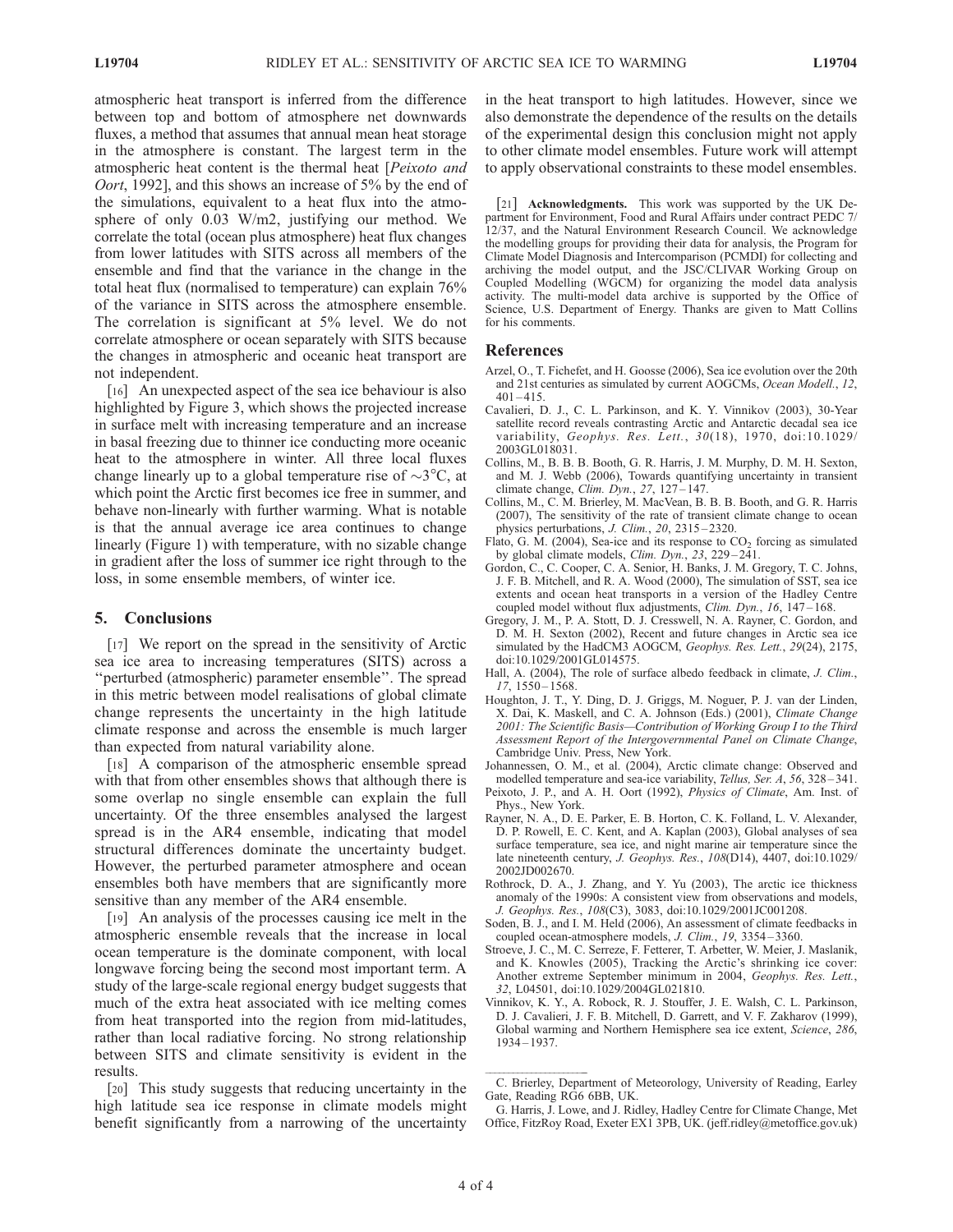atmospheric heat transport is inferred from the difference between top and bottom of atmosphere net downwards fluxes, a method that assumes that annual mean heat storage in the atmosphere is constant. The largest term in the atmospheric heat content is the thermal heat [*Peixoto and Oort*, 1992], and this shows an increase of 5% by the end of the simulations, equivalent to a heat flux into the atmosphere of only 0.03 W/m2, justifying our method. We correlate the total (ocean plus atmosphere) heat flux changes from lower latitudes with SITS across all members of the ensemble and find that the variance in the change in the total heat flux (normalised to temperature) can explain 76% of the variance in SITS across the atmosphere ensemble. The correlation is significant at 5% level. We do not correlate atmosphere or ocean separately with SITS because the changes in atmospheric and oceanic heat transport are not independent.

[16] An unexpected aspect of the sea ice behaviour is also highlighted by Figure 3, which shows the projected increase in surface melt with increasing temperature and an increase in basal freezing due to thinner ice conducting more oceanic heat to the atmosphere in winter. All three local fluxes change linearly up to a global temperature rise of $\sim 3^{\circ}C$, at which point the Arctic first becomes ice free in summer, and behave non-linearly with further warming. What is notable is that the annual average ice area continues to change linearly (Figure 1) with temperature, with no sizable change in gradient after the loss of summer ice right through to the loss, in some ensemble members, of winter ice.

## 5. Conclusions

[17] We report on the spread in the sensitivity of Arctic sea ice area to increasing temperatures (SITS) across a "perturbed (atmospheric) parameter ensemble". The spread in this metric between model realisations of global climate change represents the uncertainty in the high latitude climate response and across the ensemble is much larger than expected from natural variability alone.

[18] A comparison of the atmospheric ensemble spread with that from other ensembles shows that although there is some overlap no single ensemble can explain the full uncertainty. Of the three ensembles analysed the largest spread is in the AR4 ensemble, indicating that model structural differences dominate the uncertainty budget. However, the perturbed parameter atmosphere and ocean ensembles both have members that are significantly more sensitive than any member of the AR4 ensemble.

[19] An analysis of the processes causing ice melt in the atmospheric ensemble reveals that the increase in local ocean temperature is the dominate component, with local longwave forcing being the second most important term. A study of the large-scale regional energy budget suggests that much of the extra heat associated with ice melting comes from heat transported into the region from mid-latitudes, rather than local radiative forcing. No strong relationship between SITS and climate sensitivity is evident in the results.

[20] This study suggests that reducing uncertainty in the high latitude sea ice response in climate models might benefit significantly from a narrowing of the uncertainty in the heat transport to high latitudes. However, since we also demonstrate the dependence of the results on the details of the experimental design this conclusion might not apply to other climate model ensembles. Future work will attempt to apply observational constraints to these model ensembles.

[21] **Acknowledgments.** This work was supported by the UK Department for Environment, Food and Rural Affairs under contract PEDC 7/12/37, and the Natural Environment Research Council. We acknowledge the modelling groups for providing their data for analysis, the Program for Climate Model Diagnosis and Intercomparison (PCMDI) for collecting and archiving the model output, and the JSC/CLIVAR Working Group on Coupled Modelling (WGCM) for organizing the model data analysis activity. The multi-model data archive is supported by the Office of Science, U.S. Department of Energy. Thanks are given to Matt Collins for his comments.

## References

Arzel, O., T. Fichefet, and H. Goosse (2006), Sea ice evolution over the 20th and 21st centuries as simulated by current AOGCMs, *Ocean Modell.*, *12*, 401–415.

Cavalieri, D. J., C. L. Parkinson, and K. Y. Vinnikov (2003), 30-Year satellite record reveals contrasting Arctic and Antarctic decadal sea ice variability, *Geophys. Res. Lett.*, *30*(18), 1970, doi:10.1029/2003GL018031.

Collins, M., B. B. B. Booth, G. R. Harris, J. M. Murphy, D. M. H. Sexton, and M. J. Webb (2006), Towards quantifying uncertainty in transient climate change, *Clim. Dyn.*, *27*, 127–147.

Collins, M., C. M. Brierley, M. MacVean, B. B. B. Booth, and G. R. Harris (2007), The sensitivity of the rate of transient climate change to ocean physics perturbations, *J. Clim.*, *20*, 2315–2320.

Flato, G. M. (2004), Sea-ice and its response to $CO_2$ forcing as simulated by global climate models, *Clim. Dyn.*, *23*, 229–241.

Gordon, C., C. Cooper, C. A. Senior, H. Banks, J. M. Gregory, T. C. Johns, J. F. B. Mitchell, and R. A. Wood (2000), The simulation of SST, sea ice extents and ocean heat transports in a version of the Hadley Centre coupled model without flux adjustments, *Clim. Dyn.*, *16*, 147–168.

Gregory, J. M., P. A. Stott, D. J. Cresswell, N. A. Rayner, C. Gordon, and D. M. H. Sexton (2002), Recent and future changes in Arctic sea ice simulated by the HadCM3 AOGCM, *Geophys. Res. Lett.*, *29*(24), 2175, doi:10.1029/2001GL014575.

Hall, A. (2004), The role of surface albedo feedback in climate, *J. Clim.*, *17*, 1550–1568.

Houghton, J. T., Y. Ding, D. J. Griggs, M. Noguer, P. J. van der Linden, X. Dai, K. Maskell, and C. A. Johnson (Eds.) (2001), *Climate Change 2001: The Scientific Basis—Contribution of Working Group I to the Third Assessment Report of the Intergovernmental Panel on Climate Change*, Cambridge Univ. Press, New York.

Johannessen, O. M., et al. (2004), Arctic climate change: Observed and modelled temperature and sea-ice variability, *Tellus, Ser. A*, *56*, 328–341.

Peixoto, J. P., and A. H. Oort (1992), *Physics of Climate*, Am. Inst. of Phys., New York.

Rayner, N. A., D. E. Parker, E. B. Horton, C. K. Folland, L. V. Alexander, D. P. Rowell, E. C. Kent, and A. Kaplan (2003), Global analyses of sea surface temperature, sea ice, and night marine air temperature since the late nineteenth century, *J. Geophys. Res.*, *108*(D14), 4407, doi:10.1029/2002JD002670.

Rothrock, D. A., J. Zhang, and Y. Yu (2003), The arctic ice thickness anomaly of the 1990s: A consistent view from observations and models, *J. Geophys. Res.*, *108*(C3), 3083, doi:10.1029/2001JC001208.

Soden, B. J., and I. M. Held (2006), An assessment of climate feedbacks in coupled ocean-atmosphere models, *J. Clim.*, *19*, 3354–3360.

Stroeve, J. C., M. C. Serreze, F. Fetterer, T. Arbetter, W. Meier, J. Maslanik, and K. Knowles (2005), Tracking the Arctic's shrinking ice cover: Another extreme September minimum in 2004, *Geophys. Res. Lett.*, *32*, L04501, doi:10.1029/2004GL021810.

Vinnikov, K. Y., A. Robock, R. J. Stouffer, J. E. Walsh, C. L. Parkinson, D. J. Cavalieri, J. F. B. Mitchell, D. Garrett, and V. F. Zakharov (1999), Global warming and Northern Hemisphere sea ice extent, *Science*, *286*, 1934–1937.

---

C. Brierley, Department of Meteorology, University of Reading, Earley Gate, Reading RG6 6BB, UK.

G. Harris, J. Lowe, and J. Ridley, Hadley Centre for Climate Change, Met Office, FitzRoy Road, Exeter EX1 3PB, UK. (jeff.ridley@metoffice.gov.uk)